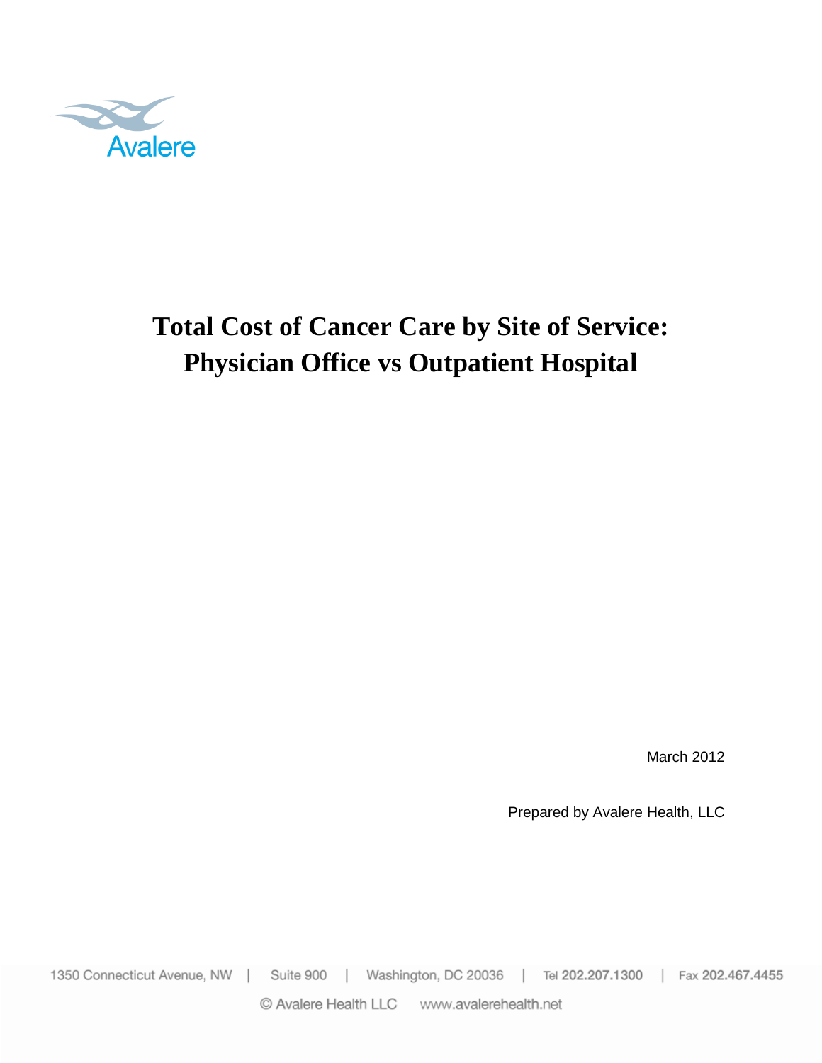Avalere

# Total Cost of Cancer Care by Site of Service: Physician Office vs Outpatient Hospital

March 2012

Prepared by Avalere Health, LLC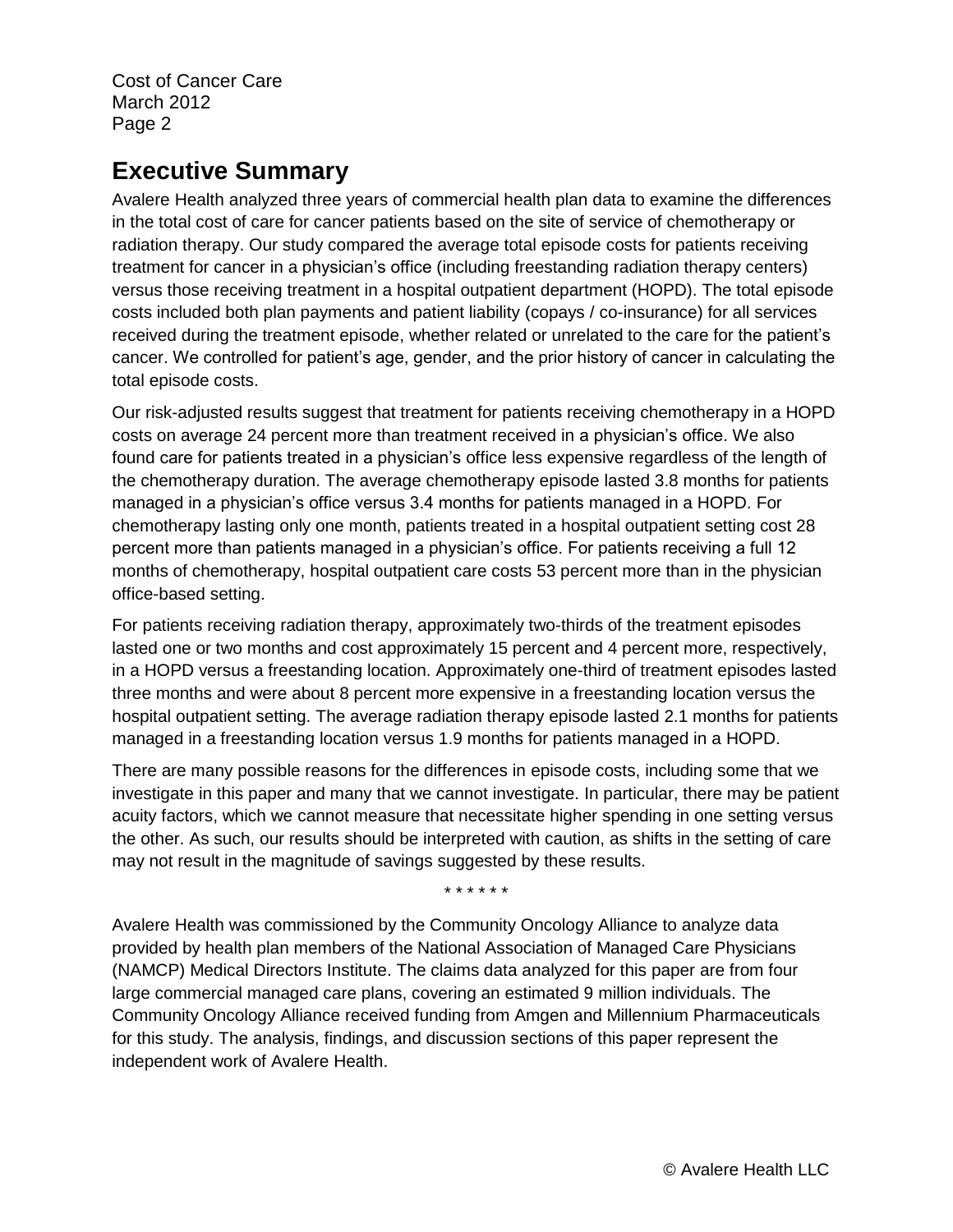## Executive Summary

Avalere Health analyzed three years of commercial health plan data to examine the differences in the total cost of care for cancer patients based on the site of service of chemotherapy or radiation therapy. Our study compared the average total episode costs for patients receiving treatment for cancer in a physician's office (including freestanding radiation therapy centers) versus those receiving treatment in a hospital outpatient department (HOPD). The total episode costs included both plan payments and patient liability (copays / co-insurance) for all services received during the treatment episode, whether related or unrelated to the care for the patient's cancer. We controlled for patient's age, gender, and the prior history of cancer in calculating the total episode costs.

Our risk-adjusted results suggest that treatment for patients receiving chemotherapy in a HOPD costs on average 24 percent more than treatment received in a physician's office. We also found care for patients treated in a physician's office less expensive regardless of the length of the chemotherapy duration. The average chemotherapy episode lasted 3.8 months for patients managed in a physician's office versus 3.4 months for patients managed in a HOPD. For chemotherapy lasting only one month, patients treated in a hospital outpatient setting cost 28 percent more than patients managed in a physician's office. For patients receiving a full 12 months of chemotherapy, hospital outpatient care costs 53 percent more than in the physician office-based setting.

For patients receiving radiation therapy, approximately two-thirds of the treatment episodes lasted one or two months and cost approximately 15 percent and 4 percent more, respectively, in a HOPD versus a freestanding location. Approximately one-third of treatment episodes lasted three months and were about 8 percent more expensive in a freestanding location versus the hospital outpatient setting. The average radiation therapy episode lasted 2.1 months for patients managed in a freestanding location versus 1.9 months for patients managed in a HOPD.

There are many possible reasons for the differences in episode costs, including some that we investigate in this paper and many that we cannot investigate. In particular, there may be patient acuity factors, which we cannot measure that necessitate higher spending in one setting versus the other. As such, our results should be interpreted with caution, as shifts in the setting of care may not result in the magnitude of savings suggested by these results.

\* \* \* \* \* \*

Avalere Health was commissioned by the Community Oncology Alliance to analyze data provided by health plan members of the National Association of Managed Care Physicians (NAMCP) Medical Directors Institute. The claims data analyzed for this paper are from four large commercial managed care plans, covering an estimated 9 million individuals. The Community Oncology Alliance received funding from Amgen and Millennium Pharmaceuticals for this study. The analysis, findings, and discussion sections of this paper represent the independent work of Avalere Health.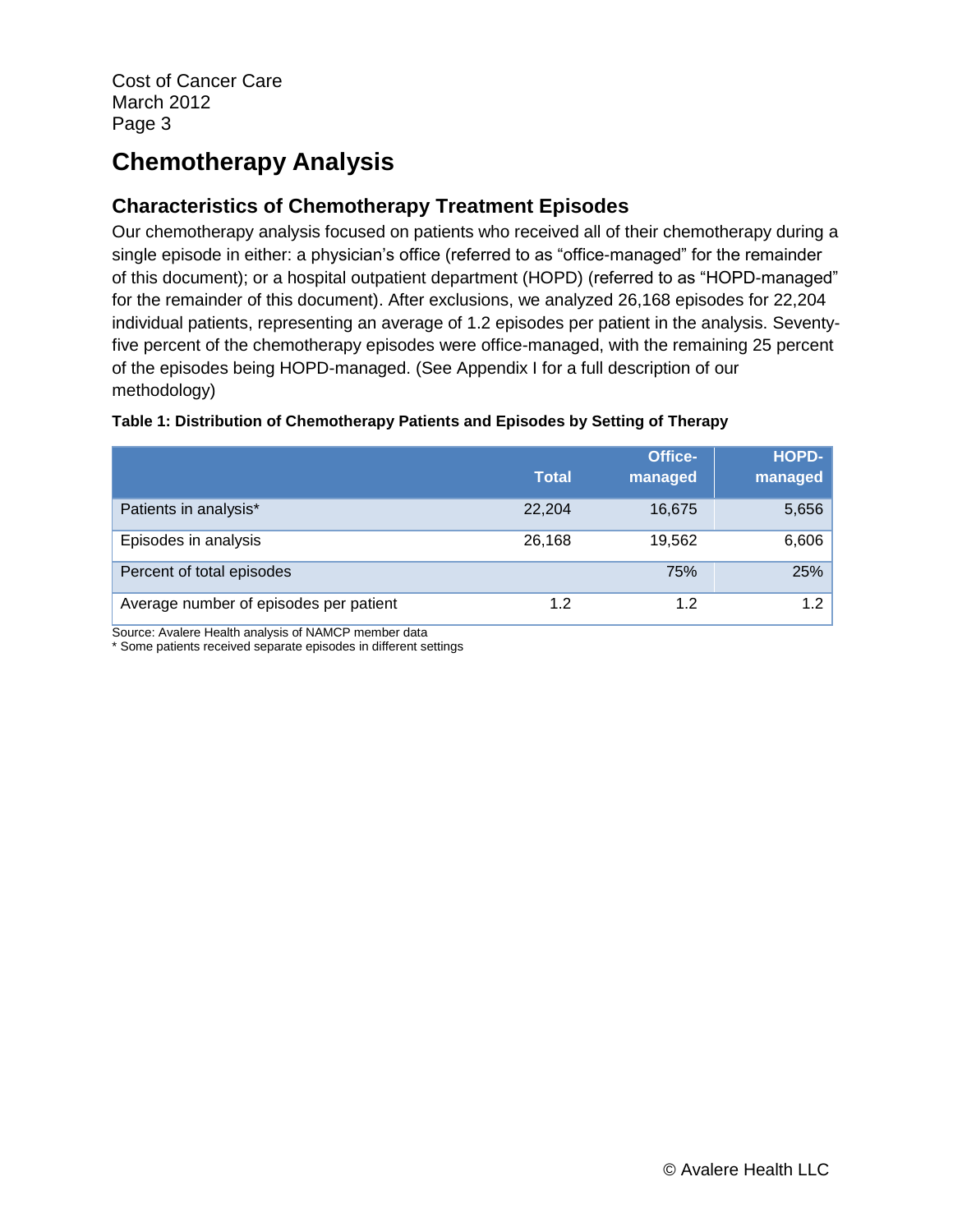# Chemotherapy Analysis

## Characteristics of Chemotherapy Treatment Episodes

Our chemotherapy analysis focused on patients who received all of their chemotherapy during a single episode in either: a physician's office (referred to as "office-managed" for the remainder of this document); or a hospital outpatient department (HOPD) (referred to as "HOPD-managed" for the remainder of this document). After exclusions, we analyzed 26,168 episodes for 22,204 individual patients, representing an average of 1.2 episodes per patient in the analysis. Seventy-five percent of the chemotherapy episodes were office-managed, with the remaining 25 percent of the episodes being HOPD-managed. (See Appendix I for a full description of our methodology)

**Table 1: Distribution of Chemotherapy Patients and Episodes by Setting of Therapy**

| | Total | Office-managed | HOPD-managed |
|---|---|---|---|
| Patients in analysis* | 22,204 | 16,675 | 5,656 |
| Episodes in analysis | 26,168 | 19,562 | 6,606 |
| Percent of total episodes | | 75% | 25% |
| Average number of episodes per patient | 1.2 | 1.2 | 1.2 |

Source: Avalere Health analysis of NAMCP member data
* Some patients received separate episodes in different settings

© Avalere Health LLC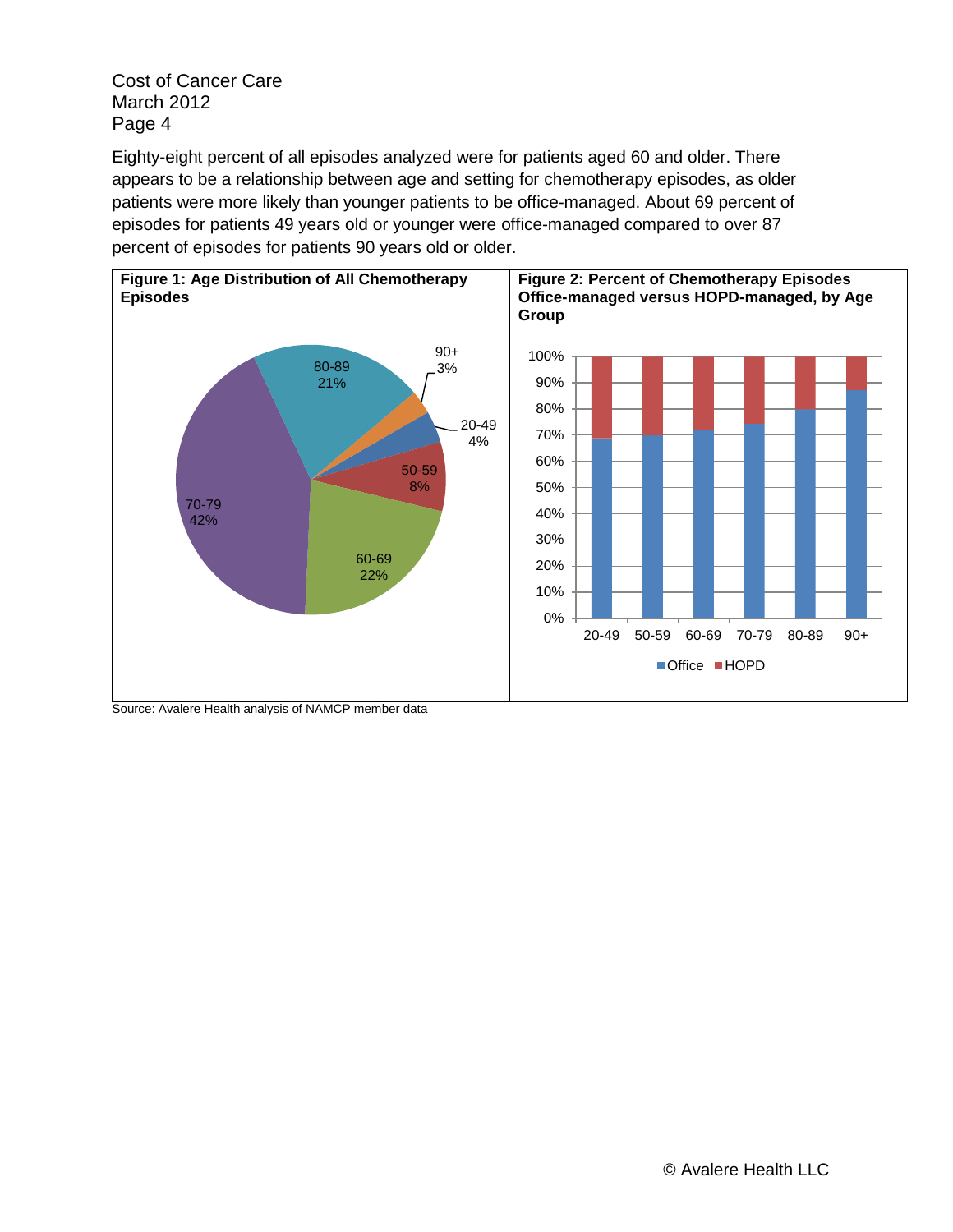Eighty-eight percent of all episodes analyzed were for patients aged 60 and older. There appears to be a relationship between age and setting for chemotherapy episodes, as older patients were more likely than younger patients to be office-managed. About 69 percent of episodes for patients 49 years old or younger were office-managed compared to over 87 percent of episodes for patients 90 years old or older.

**Figure 1: Age Distribution of All Chemotherapy Episodes**

| Age Group | Percent |
|---|---|
| 20-49 | 4% |
| 50-59 | 8% |
| 60-69 | 22% |
| 70-79 | 42% |
| 80-89 | 21% |
| 90+ | 3% |

**Figure 2: Percent of Chemotherapy Episodes Office-managed versus HOPD-managed, by Age Group**

Age groups: 20-49, 50-59, 60-69, 70-79, 80-89, 90+

Legend: Office, HOPD

Source: Avalere Health analysis of NAMCP member data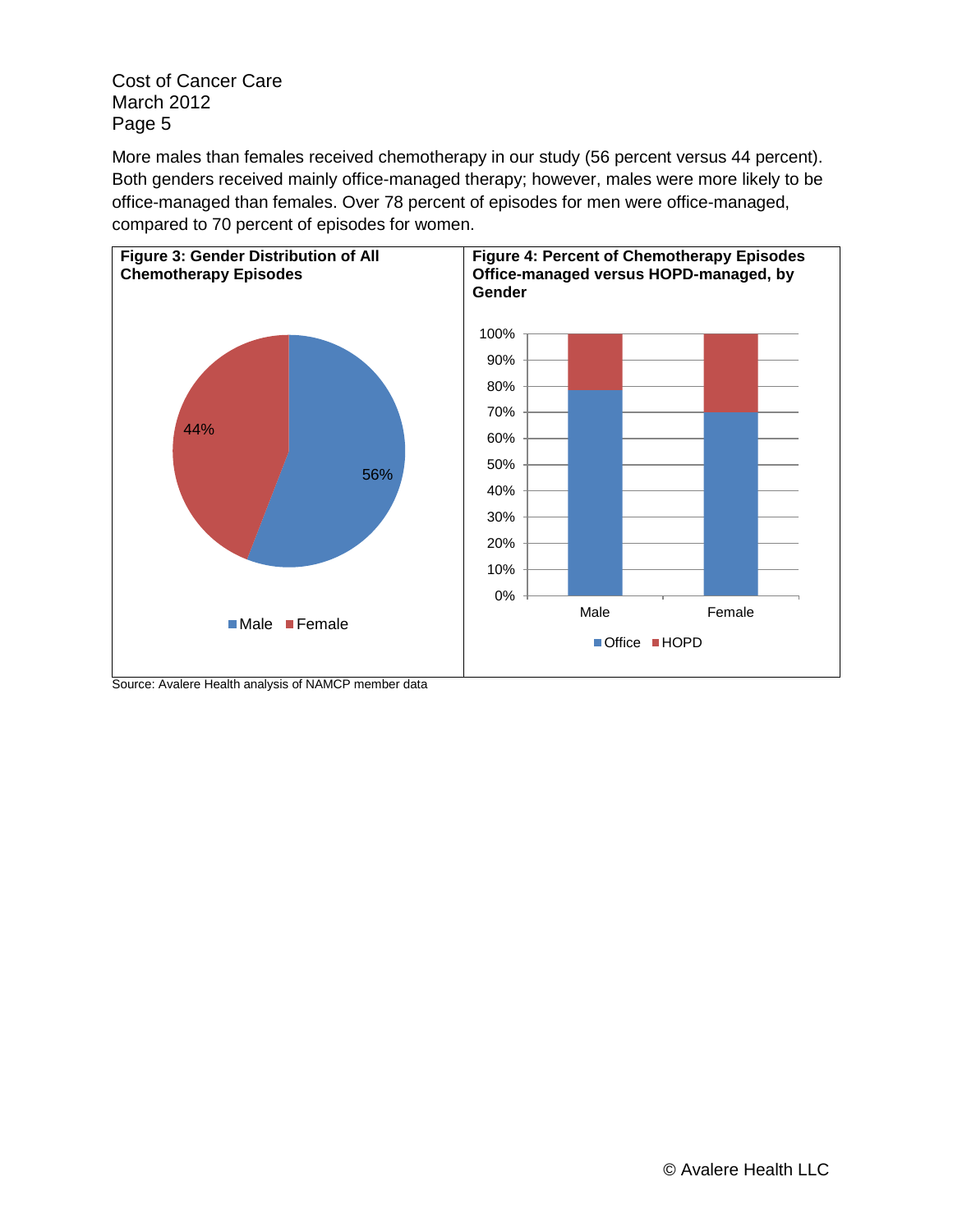More males than females received chemotherapy in our study (56 percent versus 44 percent). Both genders received mainly office-managed therapy; however, males were more likely to be office-managed than females. Over 78 percent of episodes for men were office-managed, compared to 70 percent of episodes for women.

**Figure 3: Gender Distribution of All Chemotherapy Episodes**

**Figure 4: Percent of Chemotherapy Episodes Office-managed versus HOPD-managed, by Gender**

Source: Avalere Health analysis of NAMCP member data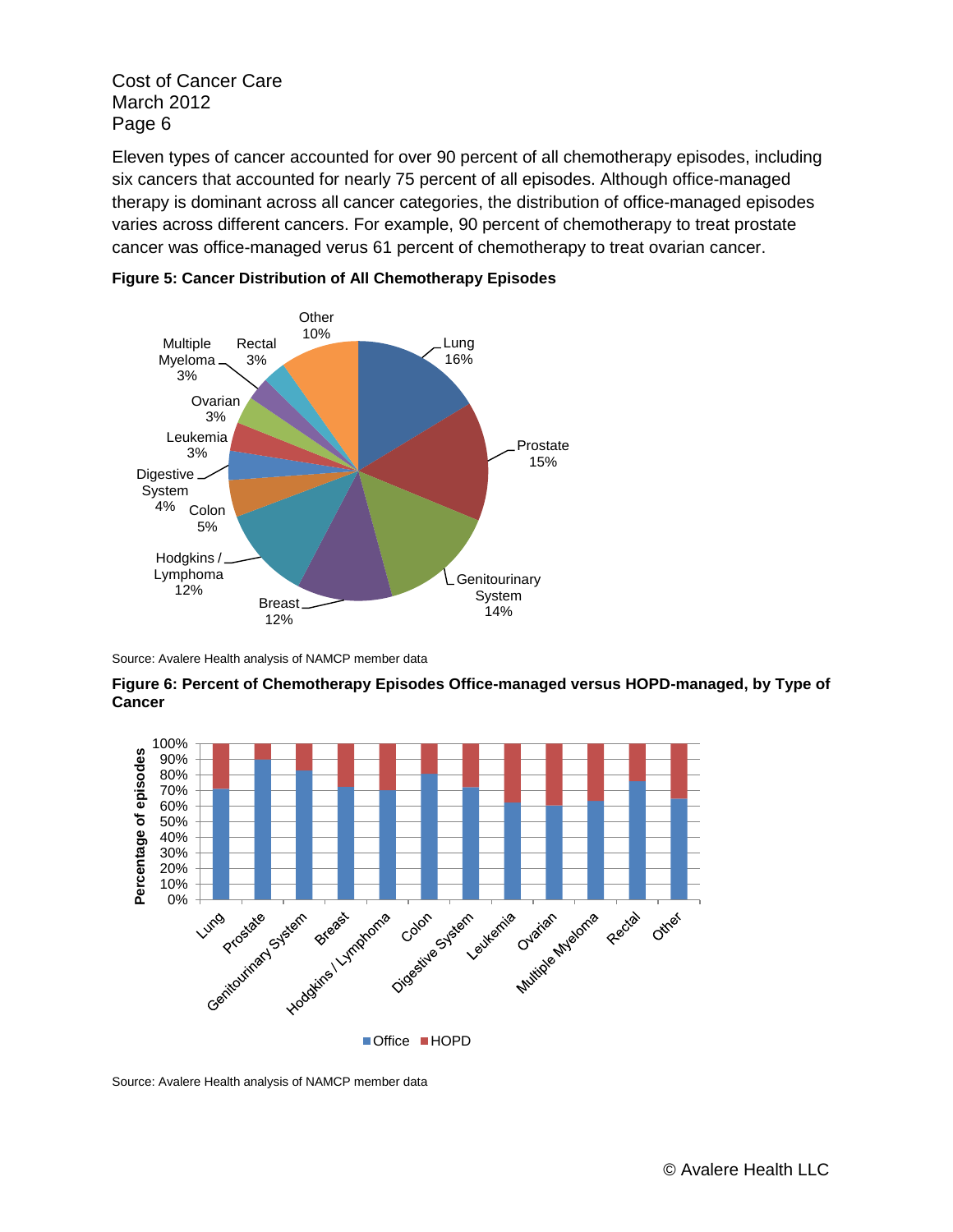Eleven types of cancer accounted for over 90 percent of all chemotherapy episodes, including six cancers that accounted for nearly 75 percent of all episodes. Although office-managed therapy is dominant across all cancer categories, the distribution of office-managed episodes varies across different cancers. For example, 90 percent of chemotherapy to treat prostate cancer was office-managed verus 61 percent of chemotherapy to treat ovarian cancer.

**Figure 5: Cancer Distribution of All Chemotherapy Episodes**

Source: Avalere Health analysis of NAMCP member data

**Figure 6: Percent of Chemotherapy Episodes Office-managed versus HOPD-managed, by Type of Cancer**

Source: Avalere Health analysis of NAMCP member data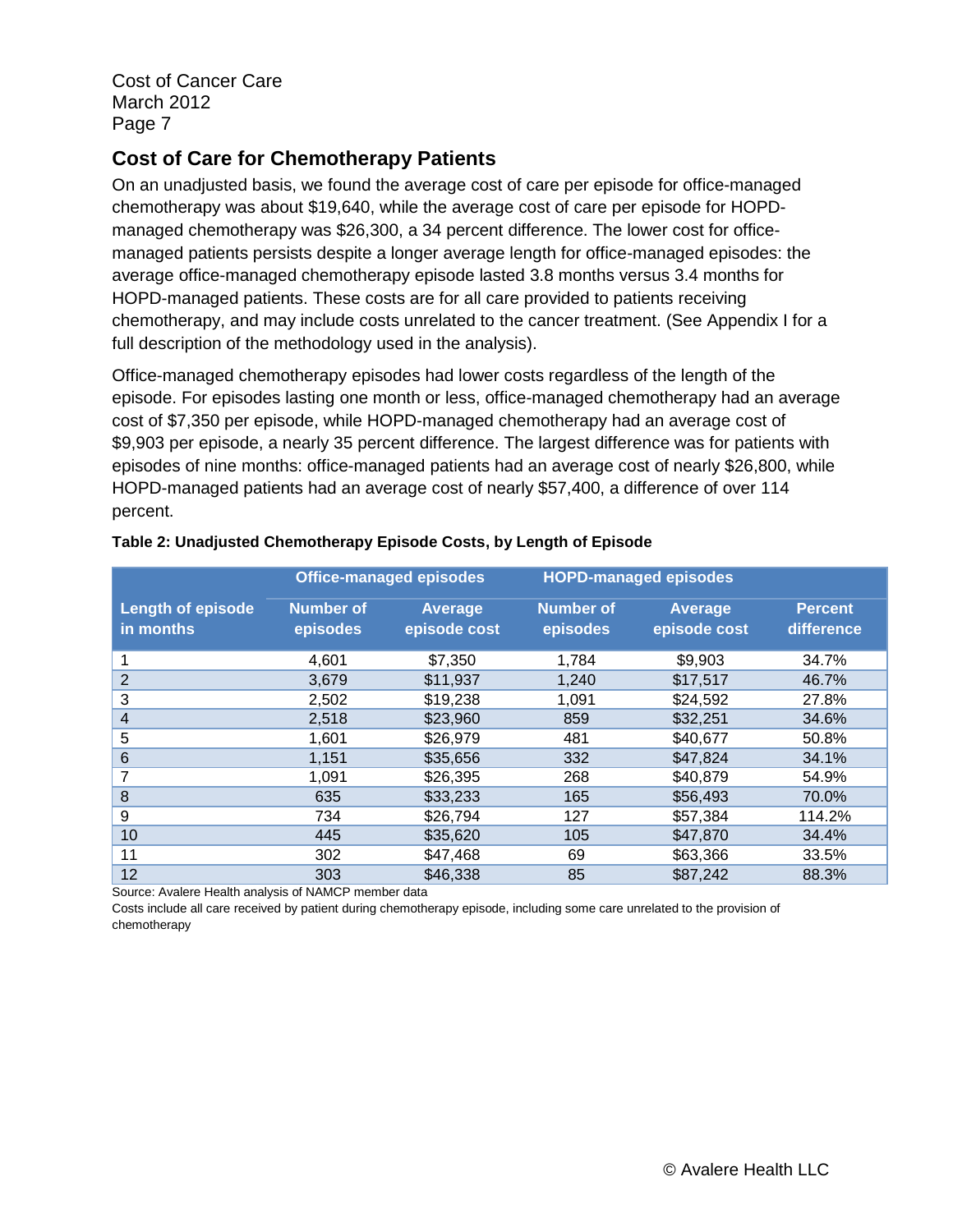## Cost of Care for Chemotherapy Patients

On an unadjusted basis, we found the average cost of care per episode for office-managed chemotherapy was about $19,640, while the average cost of care per episode for HOPD-managed chemotherapy was $26,300, a 34 percent difference. The lower cost for office-managed patients persists despite a longer average length for office-managed episodes: the average office-managed chemotherapy episode lasted 3.8 months versus 3.4 months for HOPD-managed patients. These costs are for all care provided to patients receiving chemotherapy, and may include costs unrelated to the cancer treatment. (See Appendix I for a full description of the methodology used in the analysis).

Office-managed chemotherapy episodes had lower costs regardless of the length of the episode. For episodes lasting one month or less, office-managed chemotherapy had an average cost of $7,350 per episode, while HOPD-managed chemotherapy had an average cost of $9,903 per episode, a nearly 35 percent difference. The largest difference was for patients with episodes of nine months: office-managed patients had an average cost of nearly $26,800, while HOPD-managed patients had an average cost of nearly $57,400, a difference of over 114 percent.

**Table 2: Unadjusted Chemotherapy Episode Costs, by Length of Episode**

| | Office-managed episodes | | HOPD-managed episodes | | |
|---|---|---|---|---|---|
| Length of episode in months | Number of episodes | Average episode cost | Number of episodes | Average episode cost | Percent difference |
| 1 | 4,601 | $7,350 | 1,784 | $9,903 | 34.7% |
| 2 | 3,679 | $11,937 | 1,240 | $17,517 | 46.7% |
| 3 | 2,502 | $19,238 | 1,091 | $24,592 | 27.8% |
| 4 | 2,518 | $23,960 | 859 | $32,251 | 34.6% |
| 5 | 1,601 | $26,979 | 481 | $40,677 | 50.8% |
| 6 | 1,151 | $35,656 | 332 | $47,824 | 34.1% |
| 7 | 1,091 | $26,395 | 268 | $40,879 | 54.9% |
| 8 | 635 | $33,233 | 165 | $56,493 | 70.0% |
| 9 | 734 | $26,794 | 127 | $57,384 | 114.2% |
| 10 | 445 | $35,620 | 105 | $47,870 | 34.4% |
| 11 | 302 | $47,468 | 69 | $63,366 | 33.5% |
| 12 | 303 | $46,338 | 85 | $87,242 | 88.3% |

Source: Avalere Health analysis of NAMCP member data

Costs include all care received by patient during chemotherapy episode, including some care unrelated to the provision of chemotherapy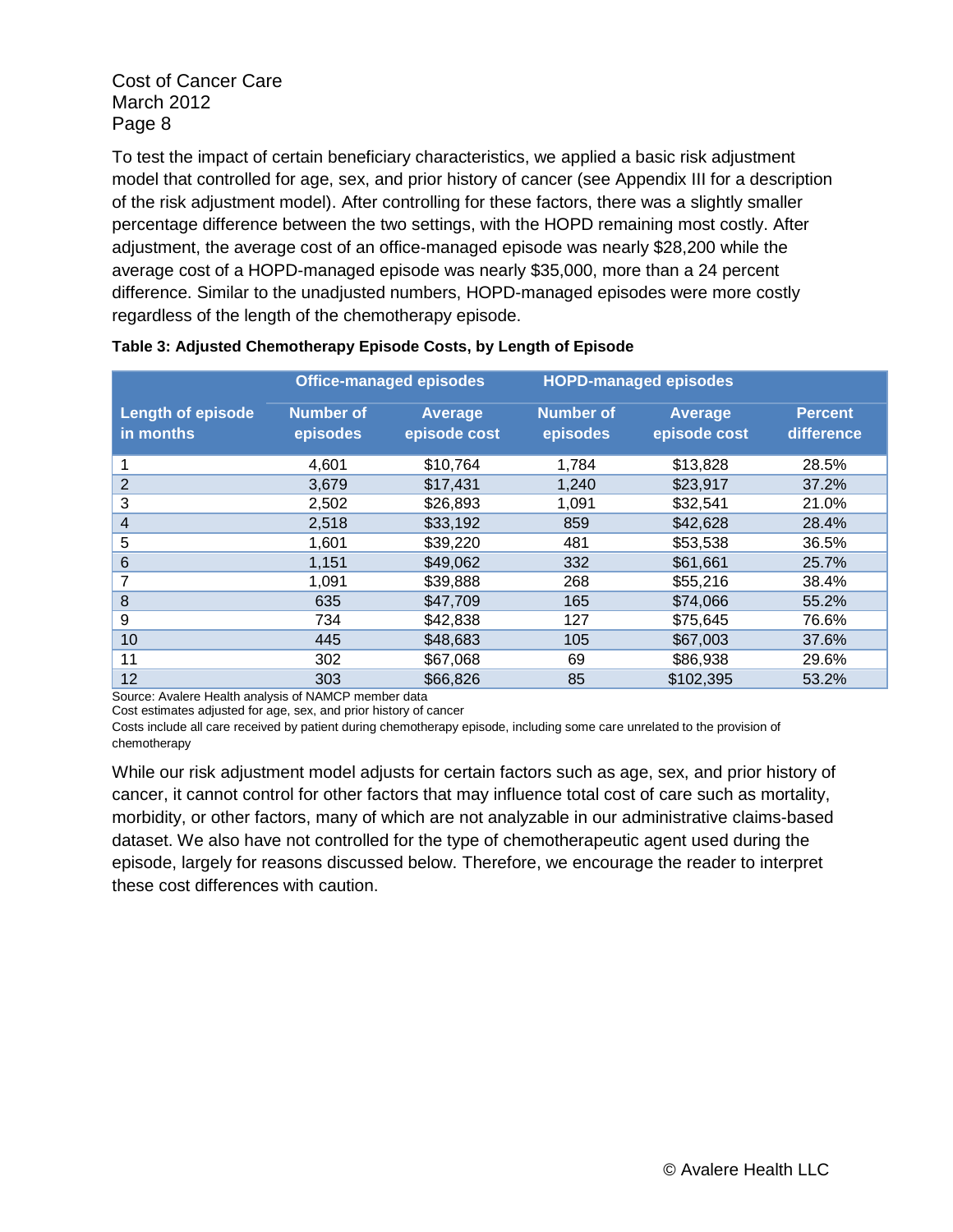To test the impact of certain beneficiary characteristics, we applied a basic risk adjustment model that controlled for age, sex, and prior history of cancer (see Appendix III for a description of the risk adjustment model). After controlling for these factors, there was a slightly smaller percentage difference between the two settings, with the HOPD remaining most costly. After adjustment, the average cost of an office-managed episode was nearly $28,200 while the average cost of a HOPD-managed episode was nearly $35,000, more than a 24 percent difference. Similar to the unadjusted numbers, HOPD-managed episodes were more costly regardless of the length of the chemotherapy episode.

**Table 3: Adjusted Chemotherapy Episode Costs, by Length of Episode**

| | Office-managed episodes | | HOPD-managed episodes | | |
|---|---|---|---|---|---|
| Length of episode in months | Number of episodes | Average episode cost | Number of episodes | Average episode cost | Percent difference |
| 1 | 4,601 | $10,764 | 1,784 | $13,828 | 28.5% |
| 2 | 3,679 | $17,431 | 1,240 | $23,917 | 37.2% |
| 3 | 2,502 | $26,893 | 1,091 | $32,541 | 21.0% |
| 4 | 2,518 | $33,192 | 859 | $42,628 | 28.4% |
| 5 | 1,601 | $39,220 | 481 | $53,538 | 36.5% |
| 6 | 1,151 | $49,062 | 332 | $61,661 | 25.7% |
| 7 | 1,091 | $39,888 | 268 | $55,216 | 38.4% |
| 8 | 635 | $47,709 | 165 | $74,066 | 55.2% |
| 9 | 734 | $42,838 | 127 | $75,645 | 76.6% |
| 10 | 445 | $48,683 | 105 | $67,003 | 37.6% |
| 11 | 302 | $67,068 | 69 | $86,938 | 29.6% |
| 12 | 303 | $66,826 | 85 | $102,395 | 53.2% |

Source: Avalere Health analysis of NAMCP member data
Cost estimates adjusted for age, sex, and prior history of cancer
Costs include all care received by patient during chemotherapy episode, including some care unrelated to the provision of chemotherapy

While our risk adjustment model adjusts for certain factors such as age, sex, and prior history of cancer, it cannot control for other factors that may influence total cost of care such as mortality, morbidity, or other factors, many of which are not analyzable in our administrative claims-based dataset. We also have not controlled for the type of chemotherapeutic agent used during the episode, largely for reasons discussed below. Therefore, we encourage the reader to interpret these cost differences with caution.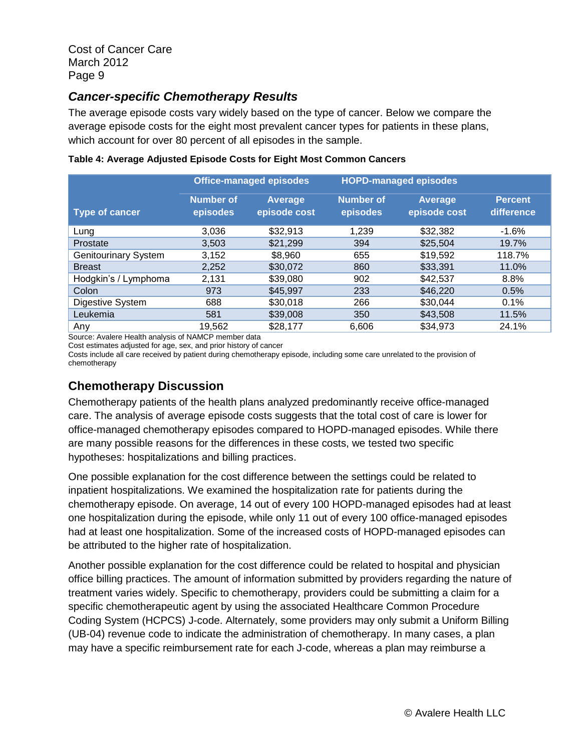### *Cancer-specific Chemotherapy Results*

The average episode costs vary widely based on the type of cancer. Below we compare the average episode costs for the eight most prevalent cancer types for patients in these plans, which account for over 80 percent of all episodes in the sample.

**Table 4: Average Adjusted Episode Costs for Eight Most Common Cancers**

| | Office-managed episodes | | HOPD-managed episodes | | |
|---|---|---|---|---|---|
| Type of cancer | Number of episodes | Average episode cost | Number of episodes | Average episode cost | Percent difference |
| Lung | 3,036 | $32,913 | 1,239 | $32,382 | -1.6% |
| Prostate | 3,503 | $21,299 | 394 | $25,504 | 19.7% |
| Genitourinary System | 3,152 | $8,960 | 655 | $19,592 | 118.7% |
| Breast | 2,252 | $30,072 | 860 | $33,391 | 11.0% |
| Hodgkin's / Lymphoma | 2,131 | $39,080 | 902 | $42,537 | 8.8% |
| Colon | 973 | $45,997 | 233 | $46,220 | 0.5% |
| Digestive System | 688 | $30,018 | 266 | $30,044 | 0.1% |
| Leukemia | 581 | $39,008 | 350 | $43,508 | 11.5% |
| Any | 19,562 | $28,177 | 6,606 | $34,973 | 24.1% |

Source: Avalere Health analysis of NAMCP member data
Cost estimates adjusted for age, sex, and prior history of cancer
Costs include all care received by patient during chemotherapy episode, including some care unrelated to the provision of chemotherapy

## Chemotherapy Discussion

Chemotherapy patients of the health plans analyzed predominantly receive office-managed care. The analysis of average episode costs suggests that the total cost of care is lower for office-managed chemotherapy episodes compared to HOPD-managed episodes. While there are many possible reasons for the differences in these costs, we tested two specific hypotheses: hospitalizations and billing practices.

One possible explanation for the cost difference between the settings could be related to inpatient hospitalizations. We examined the hospitalization rate for patients during the chemotherapy episode. On average, 14 out of every 100 HOPD-managed episodes had at least one hospitalization during the episode, while only 11 out of every 100 office-managed episodes had at least one hospitalization. Some of the increased costs of HOPD-managed episodes can be attributed to the higher rate of hospitalization.

Another possible explanation for the cost difference could be related to hospital and physician office billing practices. The amount of information submitted by providers regarding the nature of treatment varies widely. Specific to chemotherapy, providers could be submitting a claim for a specific chemotherapeutic agent by using the associated Healthcare Common Procedure Coding System (HCPCS) J-code. Alternately, some providers may only submit a Uniform Billing (UB-04) revenue code to indicate the administration of chemotherapy. In many cases, a plan may have a specific reimbursement rate for each J-code, whereas a plan may reimburse a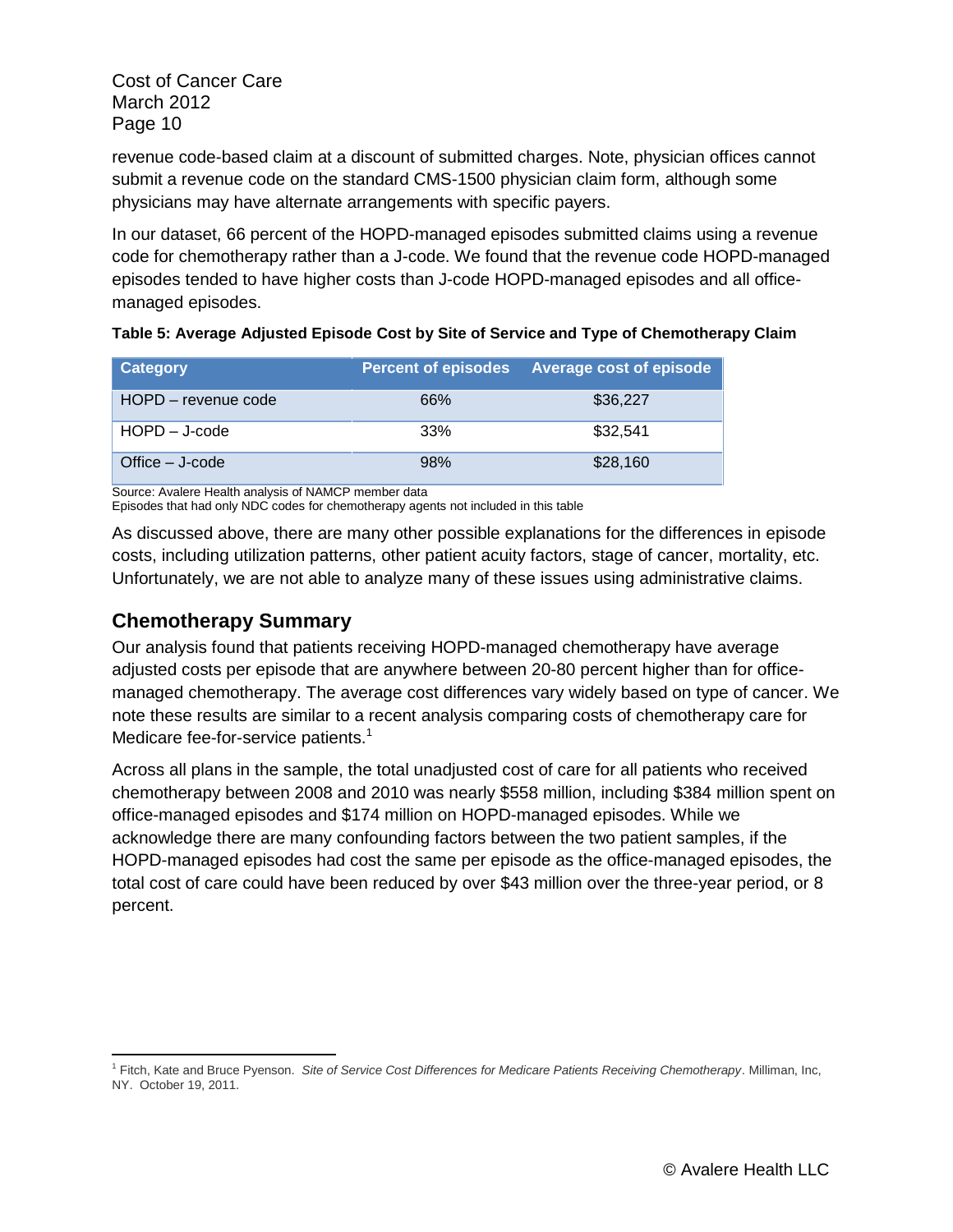revenue code-based claim at a discount of submitted charges. Note, physician offices cannot submit a revenue code on the standard CMS-1500 physician claim form, although some physicians may have alternate arrangements with specific payers.

In our dataset, 66 percent of the HOPD-managed episodes submitted claims using a revenue code for chemotherapy rather than a J-code. We found that the revenue code HOPD-managed episodes tended to have higher costs than J-code HOPD-managed episodes and all office-managed episodes.

**Table 5: Average Adjusted Episode Cost by Site of Service and Type of Chemotherapy Claim**

| Category | Percent of episodes | Average cost of episode |
|---|---|---|
| HOPD – revenue code | 66% | $36,227 |
| HOPD – J-code | 33% | $32,541 |
| Office – J-code | 98% | $28,160 |

Source: Avalere Health analysis of NAMCP member data
Episodes that had only NDC codes for chemotherapy agents not included in this table

As discussed above, there are many other possible explanations for the differences in episode costs, including utilization patterns, other patient acuity factors, stage of cancer, mortality, etc. Unfortunately, we are not able to analyze many of these issues using administrative claims.

## Chemotherapy Summary

Our analysis found that patients receiving HOPD-managed chemotherapy have average adjusted costs per episode that are anywhere between 20-80 percent higher than for office-managed chemotherapy. The average cost differences vary widely based on type of cancer. We note these results are similar to a recent analysis comparing costs of chemotherapy care for Medicare fee-for-service patients.[1]

Across all plans in the sample, the total unadjusted cost of care for all patients who received chemotherapy between 2008 and 2010 was nearly $558 million, including $384 million spent on office-managed episodes and $174 million on HOPD-managed episodes. While we acknowledge there are many confounding factors between the two patient samples, if the HOPD-managed episodes had cost the same per episode as the office-managed episodes, the total cost of care could have been reduced by over $43 million over the three-year period, or 8 percent.

[1] Fitch, Kate and Bruce Pyenson. *Site of Service Cost Differences for Medicare Patients Receiving Chemotherapy*. Milliman, Inc, NY. October 19, 2011.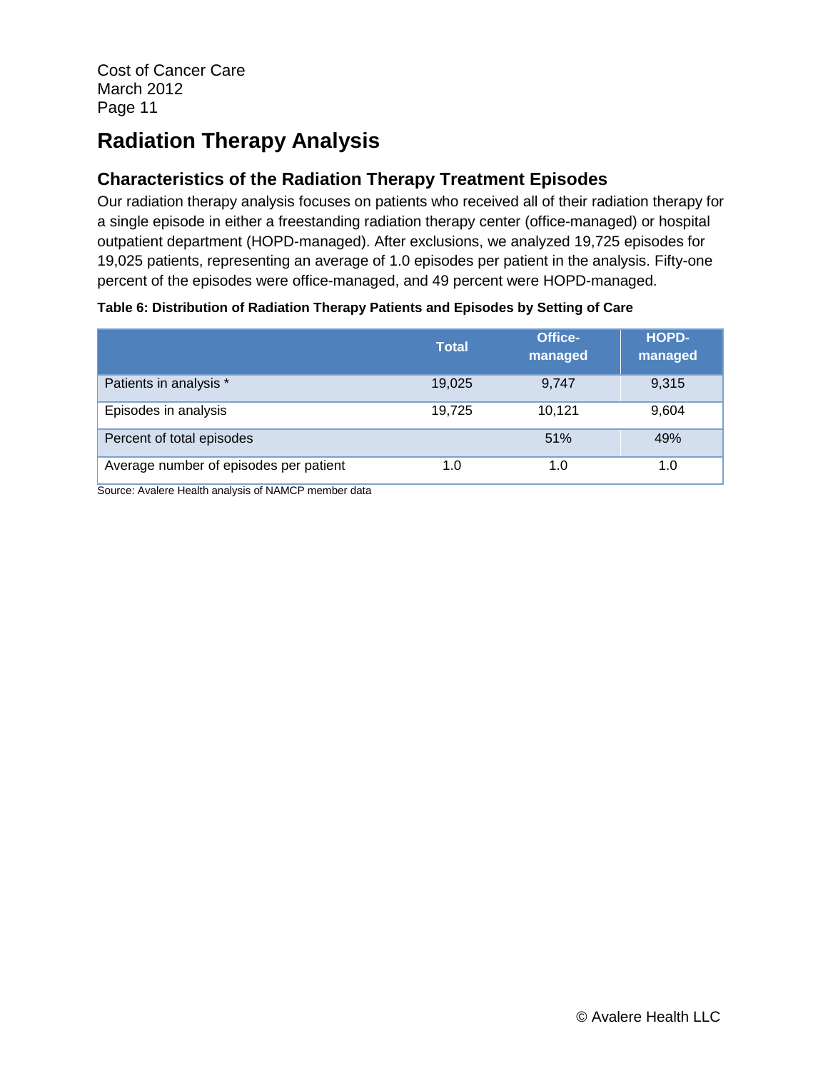# Radiation Therapy Analysis

## Characteristics of the Radiation Therapy Treatment Episodes

Our radiation therapy analysis focuses on patients who received all of their radiation therapy for a single episode in either a freestanding radiation therapy center (office-managed) or hospital outpatient department (HOPD-managed). After exclusions, we analyzed 19,725 episodes for 19,025 patients, representing an average of 1.0 episodes per patient in the analysis. Fifty-one percent of the episodes were office-managed, and 49 percent were HOPD-managed.

**Table 6: Distribution of Radiation Therapy Patients and Episodes by Setting of Care**

| | Total | Office-managed | HOPD-managed |
|---|---|---|---|
| Patients in analysis * | 19,025 | 9,747 | 9,315 |
| Episodes in analysis | 19,725 | 10,121 | 9,604 |
| Percent of total episodes | | 51% | 49% |
| Average number of episodes per patient | 1.0 | 1.0 | 1.0 |

Source: Avalere Health analysis of NAMCP member data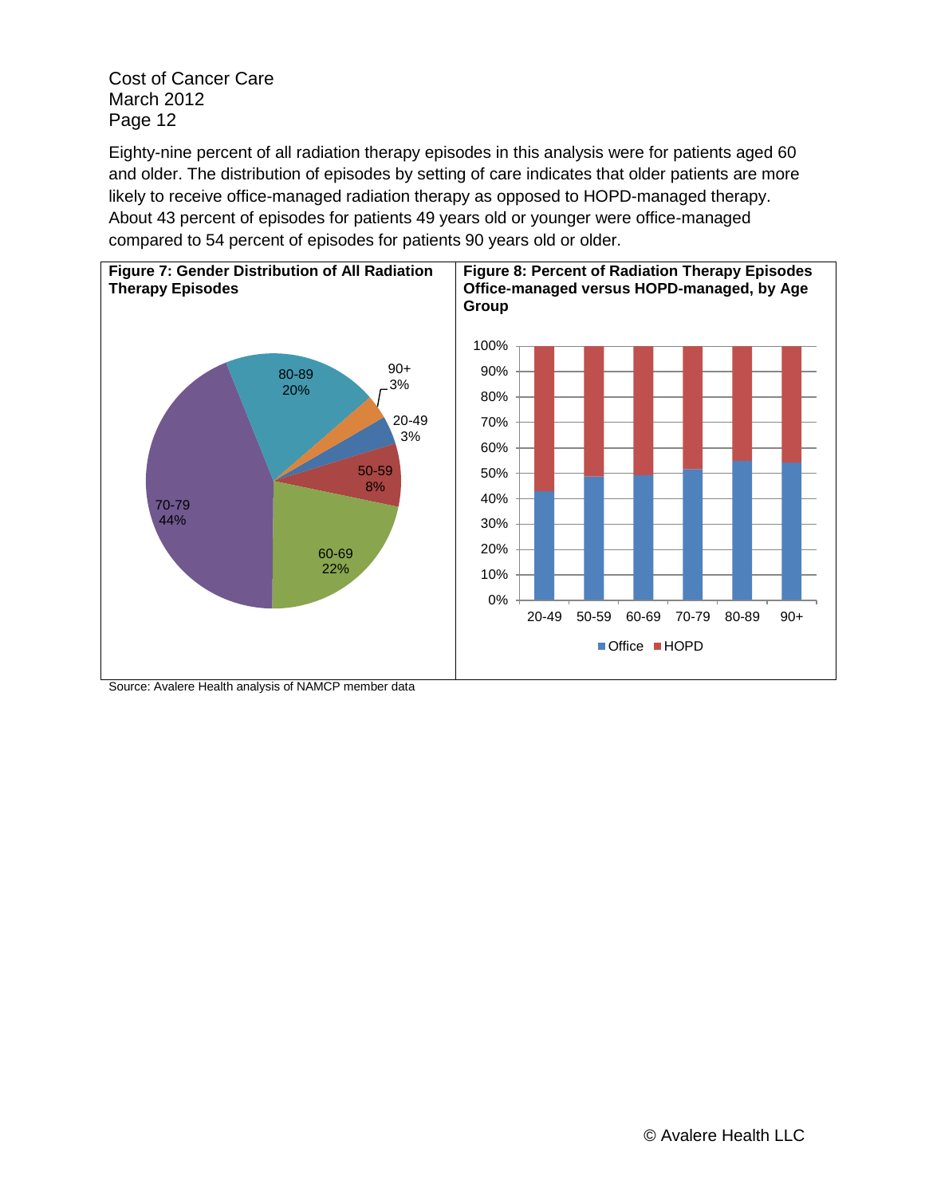Eighty-nine percent of all radiation therapy episodes in this analysis were for patients aged 60 and older. The distribution of episodes by setting of care indicates that older patients are more likely to receive office-managed radiation therapy as opposed to HOPD-managed therapy. About 43 percent of episodes for patients 49 years old or younger were office-managed compared to 54 percent of episodes for patients 90 years old or older.

**Figure 7: Gender Distribution of All Radiation Therapy Episodes**

| Age Group | Share |
|---|---|
| 20-49 | 3% |
| 50-59 | 8% |
| 60-69 | 22% |
| 70-79 | 44% |
| 80-89 | 20% |
| 90+ | 3% |

**Figure 8: Percent of Radiation Therapy Episodes Office-managed versus HOPD-managed, by Age Group**

Age groups: 20-49, 50-59, 60-69, 70-79, 80-89, 90+ (stacked bars, 0%–100%; legend: Office, HOPD)

Source: Avalere Health analysis of NAMCP member data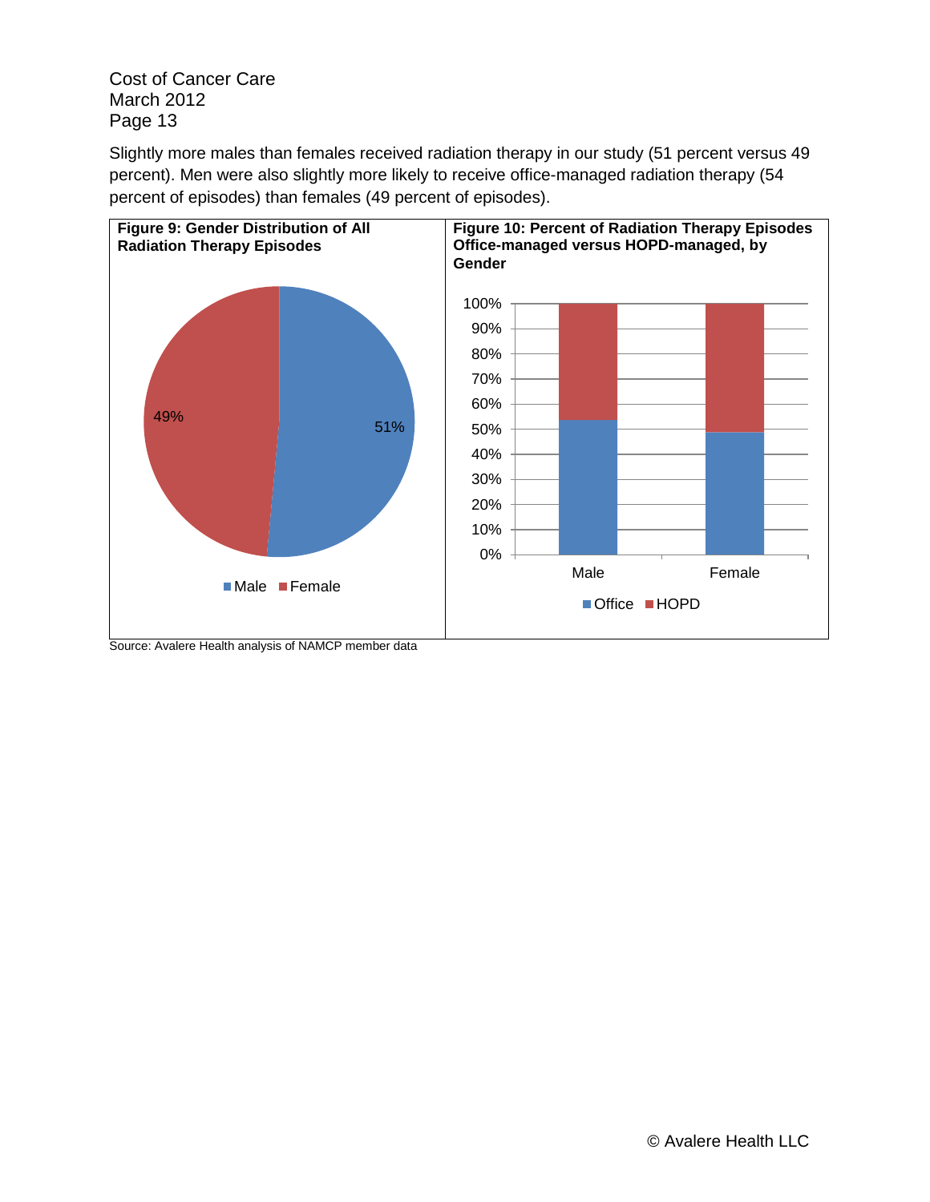Slightly more males than females received radiation therapy in our study (51 percent versus 49 percent). Men were also slightly more likely to receive office-managed radiation therapy (54 percent of episodes) than females (49 percent of episodes).

**Figure 9: Gender Distribution of All Radiation Therapy Episodes**

**Figure 10: Percent of Radiation Therapy Episodes Office-managed versus HOPD-managed, by Gender**

Source: Avalere Health analysis of NAMCP member data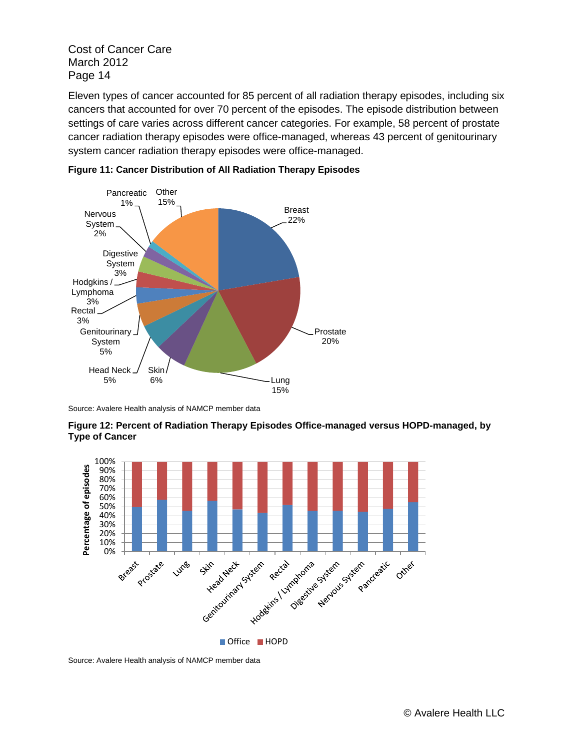Eleven types of cancer accounted for 85 percent of all radiation therapy episodes, including six cancers that accounted for over 70 percent of the episodes. The episode distribution between settings of care varies across different cancer categories. For example, 58 percent of prostate cancer radiation therapy episodes were office-managed, whereas 43 percent of genitourinary system cancer radiation therapy episodes were office-managed.

**Figure 11: Cancer Distribution of All Radiation Therapy Episodes**

Source: Avalere Health analysis of NAMCP member data

**Figure 12: Percent of Radiation Therapy Episodes Office-managed versus HOPD-managed, by Type of Cancer**

Source: Avalere Health analysis of NAMCP member data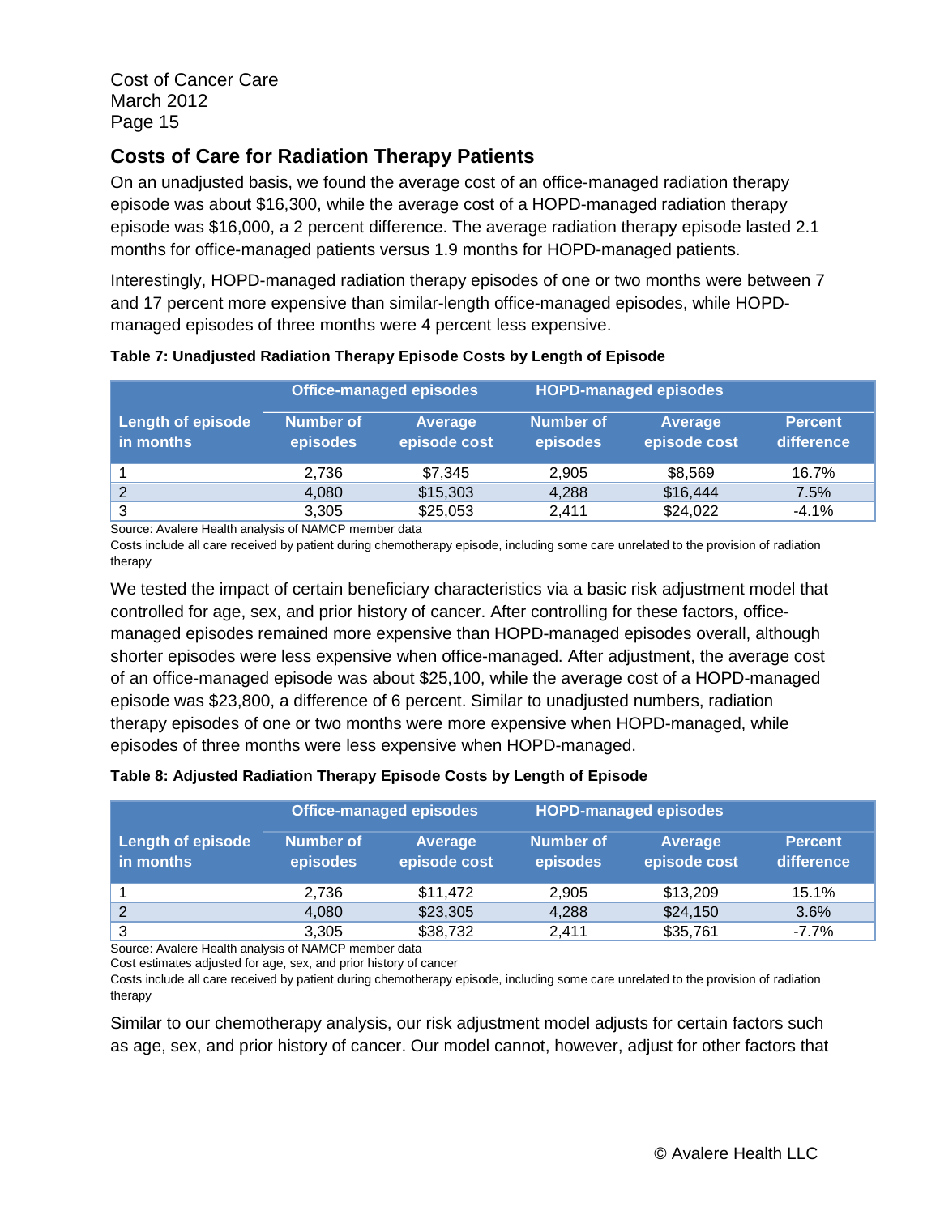## Costs of Care for Radiation Therapy Patients

On an unadjusted basis, we found the average cost of an office-managed radiation therapy episode was about $16,300, while the average cost of a HOPD-managed radiation therapy episode was $16,000, a 2 percent difference. The average radiation therapy episode lasted 2.1 months for office-managed patients versus 1.9 months for HOPD-managed patients.

Interestingly, HOPD-managed radiation therapy episodes of one or two months were between 7 and 17 percent more expensive than similar-length office-managed episodes, while HOPD-managed episodes of three months were 4 percent less expensive.

**Table 7: Unadjusted Radiation Therapy Episode Costs by Length of Episode**

| | Office-managed episodes | | HOPD-managed episodes | | |
|---|---|---|---|---|---|
| Length of episode in months | Number of episodes | Average episode cost | Number of episodes | Average episode cost | Percent difference |
| 1 | 2,736 | $7,345 | 2,905 | $8,569 | 16.7% |
| 2 | 4,080 | $15,303 | 4,288 | $16,444 | 7.5% |
| 3 | 3,305 | $25,053 | 2,411 | $24,022 | -4.1% |

Source: Avalere Health analysis of NAMCP member data

Costs include all care received by patient during chemotherapy episode, including some care unrelated to the provision of radiation therapy

We tested the impact of certain beneficiary characteristics via a basic risk adjustment model that controlled for age, sex, and prior history of cancer. After controlling for these factors, office-managed episodes remained more expensive than HOPD-managed episodes overall, although shorter episodes were less expensive when office-managed. After adjustment, the average cost of an office-managed episode was about $25,100, while the average cost of a HOPD-managed episode was $23,800, a difference of 6 percent. Similar to unadjusted numbers, radiation therapy episodes of one or two months were more expensive when HOPD-managed, while episodes of three months were less expensive when HOPD-managed.

**Table 8: Adjusted Radiation Therapy Episode Costs by Length of Episode**

| | Office-managed episodes | | HOPD-managed episodes | | |
|---|---|---|---|---|---|
| Length of episode in months | Number of episodes | Average episode cost | Number of episodes | Average episode cost | Percent difference |
| 1 | 2,736 | $11,472 | 2,905 | $13,209 | 15.1% |
| 2 | 4,080 | $23,305 | 4,288 | $24,150 | 3.6% |
| 3 | 3,305 | $38,732 | 2,411 | $35,761 | -7.7% |

Source: Avalere Health analysis of NAMCP member data

Cost estimates adjusted for age, sex, and prior history of cancer

Costs include all care received by patient during chemotherapy episode, including some care unrelated to the provision of radiation therapy

Similar to our chemotherapy analysis, our risk adjustment model adjusts for certain factors such as age, sex, and prior history of cancer. Our model cannot, however, adjust for other factors that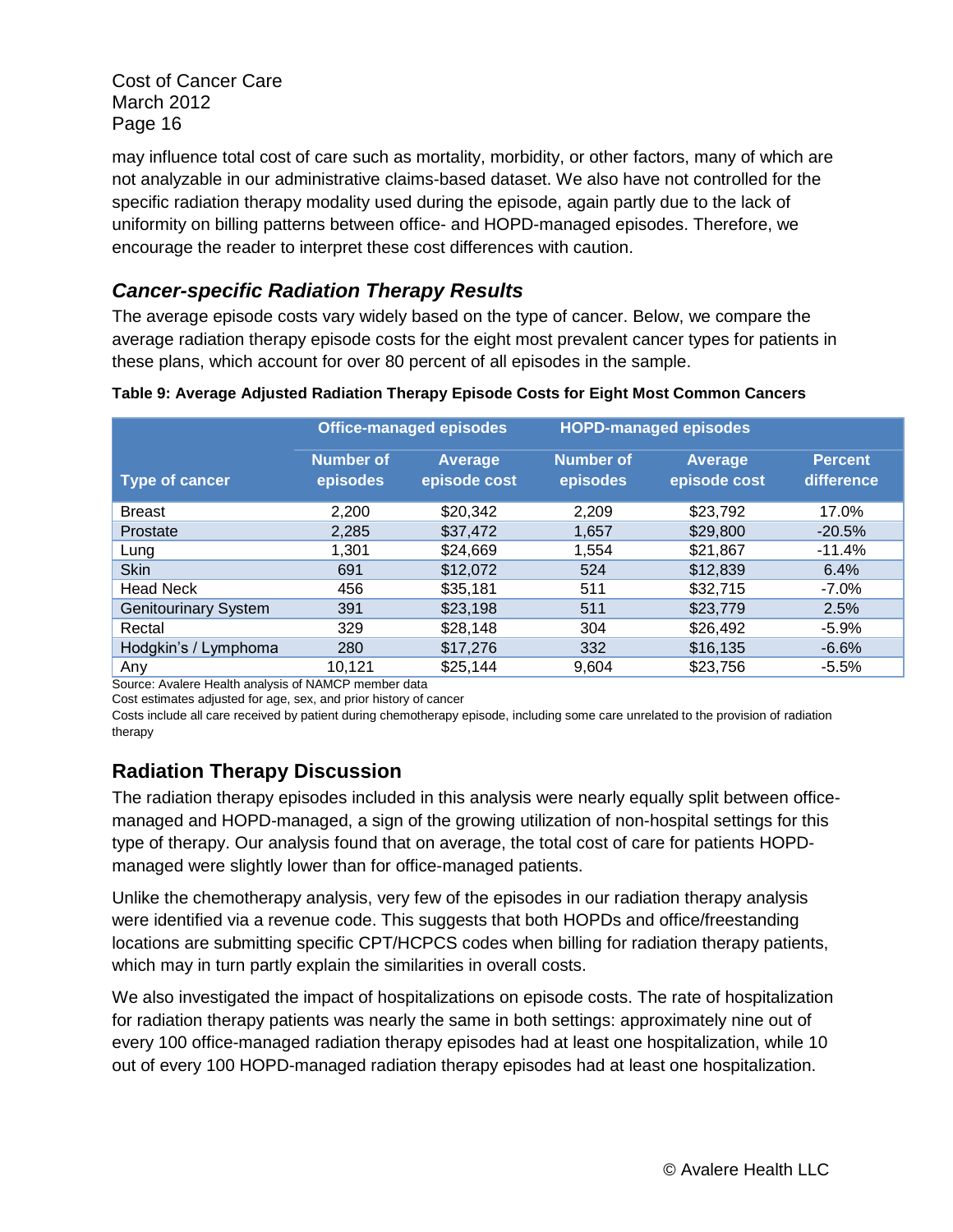may influence total cost of care such as mortality, morbidity, or other factors, many of which are not analyzable in our administrative claims-based dataset. We also have not controlled for the specific radiation therapy modality used during the episode, again partly due to the lack of uniformity on billing patterns between office- and HOPD-managed episodes. Therefore, we encourage the reader to interpret these cost differences with caution.

### *Cancer-specific Radiation Therapy Results*

The average episode costs vary widely based on the type of cancer. Below, we compare the average radiation therapy episode costs for the eight most prevalent cancer types for patients in these plans, which account for over 80 percent of all episodes in the sample.

**Table 9: Average Adjusted Radiation Therapy Episode Costs for Eight Most Common Cancers**

| | Office-managed episodes | | HOPD-managed episodes | | |
|---|---|---|---|---|---|
| Type of cancer | Number of episodes | Average episode cost | Number of episodes | Average episode cost | Percent difference |
| Breast | 2,200 | $20,342 | 2,209 | $23,792 | 17.0% |
| Prostate | 2,285 | $37,472 | 1,657 | $29,800 | -20.5% |
| Lung | 1,301 | $24,669 | 1,554 | $21,867 | -11.4% |
| Skin | 691 | $12,072 | 524 | $12,839 | 6.4% |
| Head Neck | 456 | $35,181 | 511 | $32,715 | -7.0% |
| Genitourinary System | 391 | $23,198 | 511 | $23,779 | 2.5% |
| Rectal | 329 | $28,148 | 304 | $26,492 | -5.9% |
| Hodgkin's / Lymphoma | 280 | $17,276 | 332 | $16,135 | -6.6% |
| Any | 10,121 | $25,144 | 9,604 | $23,756 | -5.5% |

Source: Avalere Health analysis of NAMCP member data
Cost estimates adjusted for age, sex, and prior history of cancer
Costs include all care received by patient during chemotherapy episode, including some care unrelated to the provision of radiation therapy

## Radiation Therapy Discussion

The radiation therapy episodes included in this analysis were nearly equally split between office-managed and HOPD-managed, a sign of the growing utilization of non-hospital settings for this type of therapy. Our analysis found that on average, the total cost of care for patients HOPD-managed were slightly lower than for office-managed patients.

Unlike the chemotherapy analysis, very few of the episodes in our radiation therapy analysis were identified via a revenue code. This suggests that both HOPDs and office/freestanding locations are submitting specific CPT/HCPCS codes when billing for radiation therapy patients, which may in turn partly explain the similarities in overall costs.

We also investigated the impact of hospitalizations on episode costs. The rate of hospitalization for radiation therapy patients was nearly the same in both settings: approximately nine out of every 100 office-managed radiation therapy episodes had at least one hospitalization, while 10 out of every 100 HOPD-managed radiation therapy episodes had at least one hospitalization.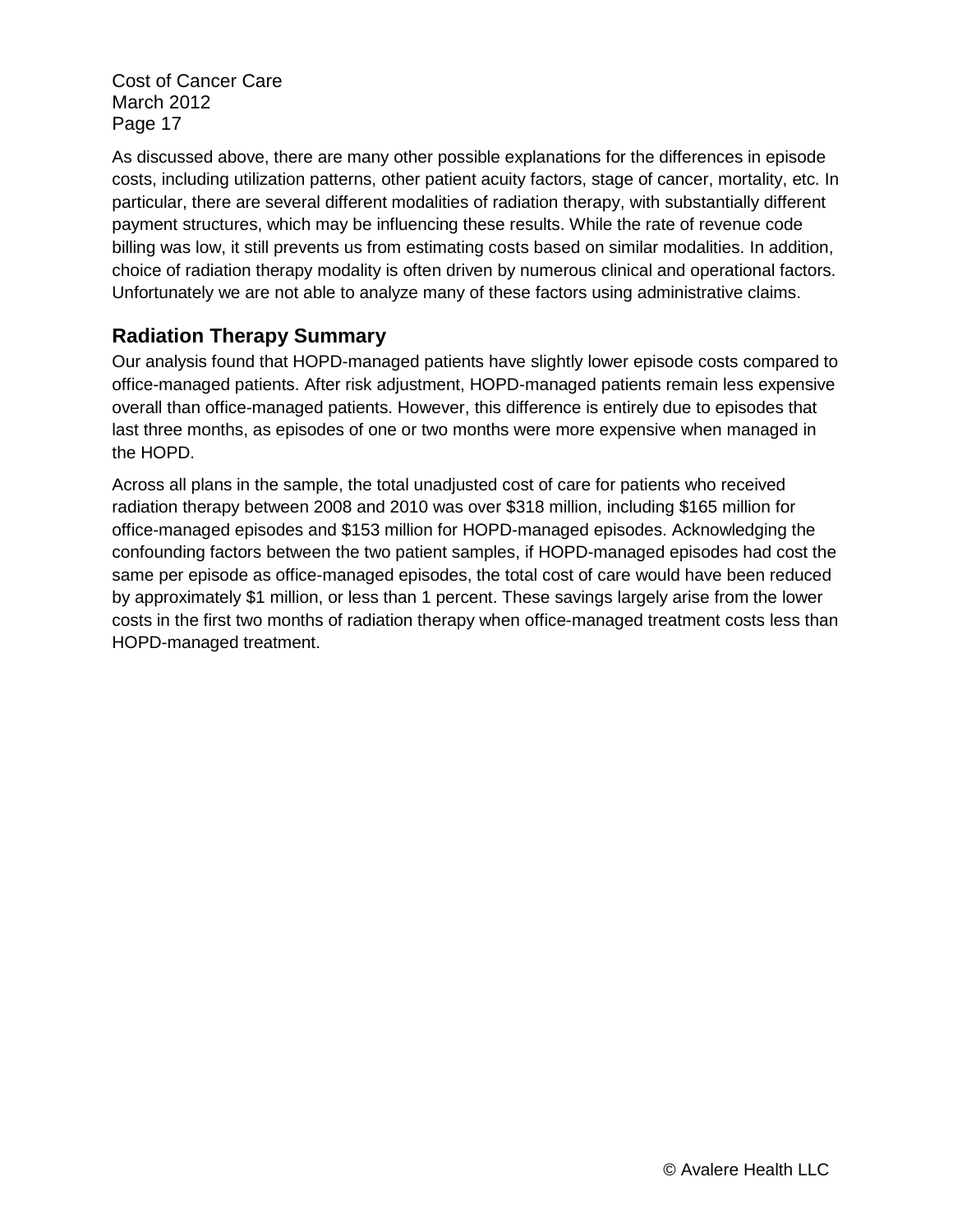As discussed above, there are many other possible explanations for the differences in episode costs, including utilization patterns, other patient acuity factors, stage of cancer, mortality, etc. In particular, there are several different modalities of radiation therapy, with substantially different payment structures, which may be influencing these results. While the rate of revenue code billing was low, it still prevents us from estimating costs based on similar modalities. In addition, choice of radiation therapy modality is often driven by numerous clinical and operational factors. Unfortunately we are not able to analyze many of these factors using administrative claims.

## Radiation Therapy Summary

Our analysis found that HOPD-managed patients have slightly lower episode costs compared to office-managed patients. After risk adjustment, HOPD-managed patients remain less expensive overall than office-managed patients. However, this difference is entirely due to episodes that last three months, as episodes of one or two months were more expensive when managed in the HOPD.

Across all plans in the sample, the total unadjusted cost of care for patients who received radiation therapy between 2008 and 2010 was over $318 million, including $165 million for office-managed episodes and $153 million for HOPD-managed episodes. Acknowledging the confounding factors between the two patient samples, if HOPD-managed episodes had cost the same per episode as office-managed episodes, the total cost of care would have been reduced by approximately $1 million, or less than 1 percent. These savings largely arise from the lower costs in the first two months of radiation therapy when office-managed treatment costs less than HOPD-managed treatment.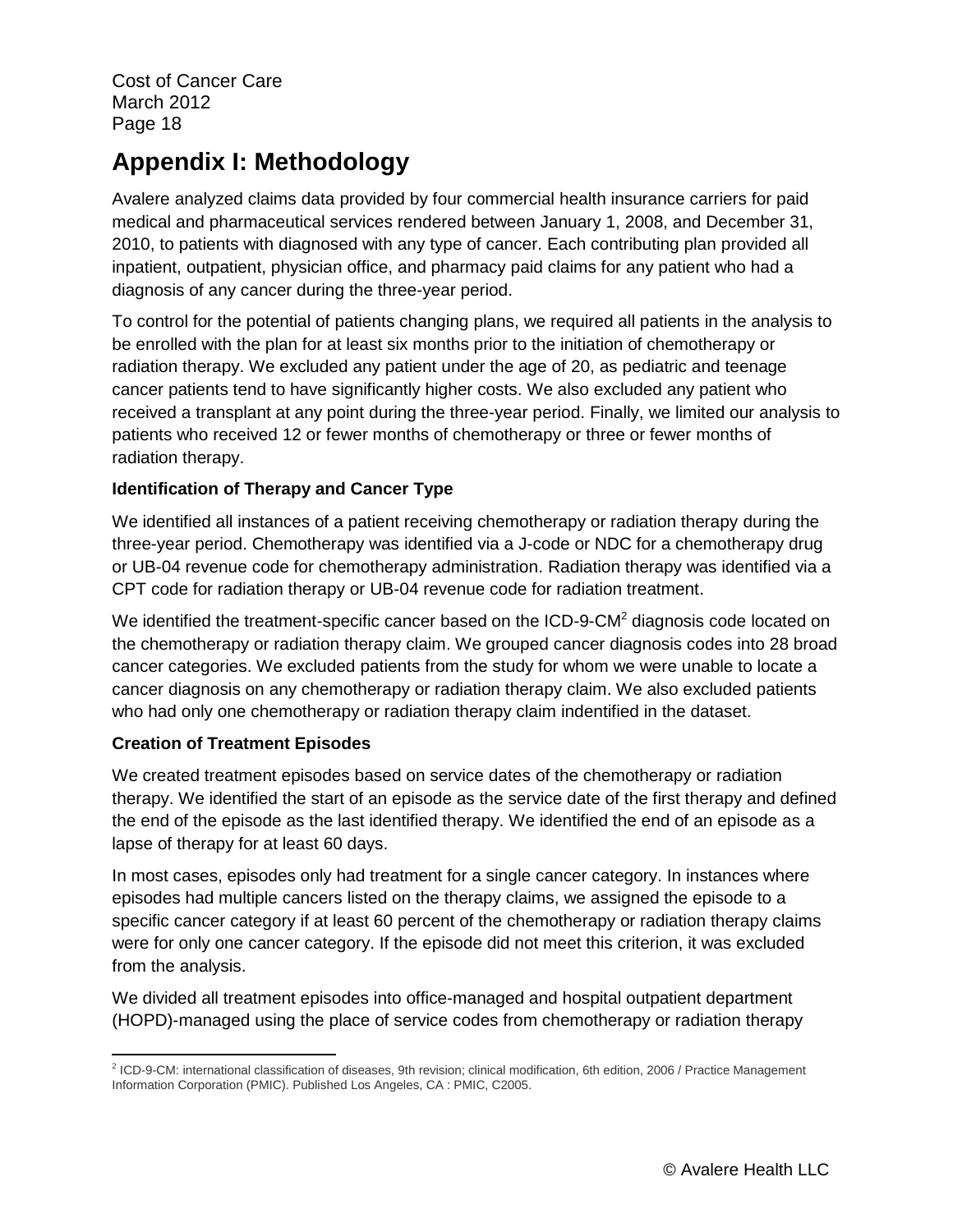# Appendix I: Methodology

Avalere analyzed claims data provided by four commercial health insurance carriers for paid medical and pharmaceutical services rendered between January 1, 2008, and December 31, 2010, to patients with diagnosed with any type of cancer. Each contributing plan provided all inpatient, outpatient, physician office, and pharmacy paid claims for any patient who had a diagnosis of any cancer during the three-year period.

To control for the potential of patients changing plans, we required all patients in the analysis to be enrolled with the plan for at least six months prior to the initiation of chemotherapy or radiation therapy. We excluded any patient under the age of 20, as pediatric and teenage cancer patients tend to have significantly higher costs. We also excluded any patient who received a transplant at any point during the three-year period. Finally, we limited our analysis to patients who received 12 or fewer months of chemotherapy or three or fewer months of radiation therapy.

**Identification of Therapy and Cancer Type**

We identified all instances of a patient receiving chemotherapy or radiation therapy during the three-year period. Chemotherapy was identified via a J-code or NDC for a chemotherapy drug or UB-04 revenue code for chemotherapy administration. Radiation therapy was identified via a CPT code for radiation therapy or UB-04 revenue code for radiation treatment.

We identified the treatment-specific cancer based on the ICD-9-CM[2] diagnosis code located on the chemotherapy or radiation therapy claim. We grouped cancer diagnosis codes into 28 broad cancer categories. We excluded patients from the study for whom we were unable to locate a cancer diagnosis on any chemotherapy or radiation therapy claim. We also excluded patients who had only one chemotherapy or radiation therapy claim indentified in the dataset.

**Creation of Treatment Episodes**

We created treatment episodes based on service dates of the chemotherapy or radiation therapy. We identified the start of an episode as the service date of the first therapy and defined the end of the episode as the last identified therapy. We identified the end of an episode as a lapse of therapy for at least 60 days.

In most cases, episodes only had treatment for a single cancer category. In instances where episodes had multiple cancers listed on the therapy claims, we assigned the episode to a specific cancer category if at least 60 percent of the chemotherapy or radiation therapy claims were for only one cancer category. If the episode did not meet this criterion, it was excluded from the analysis.

We divided all treatment episodes into office-managed and hospital outpatient department (HOPD)-managed using the place of service codes from chemotherapy or radiation therapy

[2] ICD-9-CM: international classification of diseases, 9th revision; clinical modification, 6th edition, 2006 / Practice Management Information Corporation (PMIC). Published Los Angeles, CA : PMIC, C2005.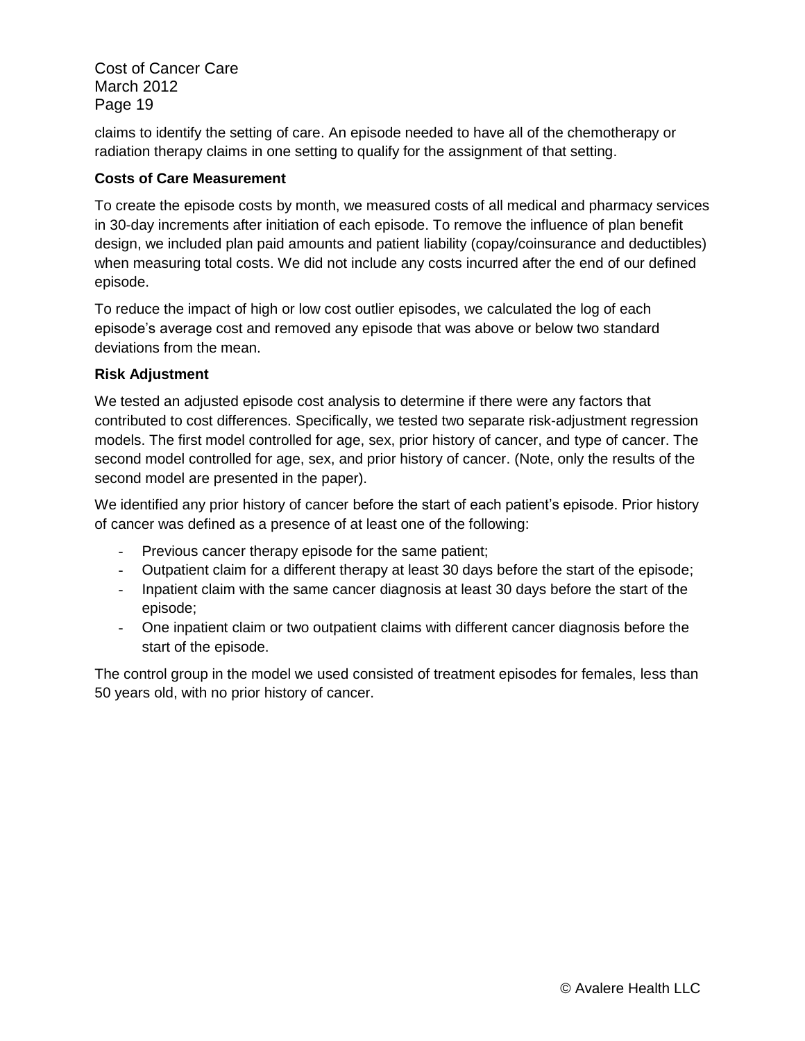claims to identify the setting of care. An episode needed to have all of the chemotherapy or radiation therapy claims in one setting to qualify for the assignment of that setting.

**Costs of Care Measurement**

To create the episode costs by month, we measured costs of all medical and pharmacy services in 30-day increments after initiation of each episode. To remove the influence of plan benefit design, we included plan paid amounts and patient liability (copay/coinsurance and deductibles) when measuring total costs. We did not include any costs incurred after the end of our defined episode.

To reduce the impact of high or low cost outlier episodes, we calculated the log of each episode's average cost and removed any episode that was above or below two standard deviations from the mean.

**Risk Adjustment**

We tested an adjusted episode cost analysis to determine if there were any factors that contributed to cost differences. Specifically, we tested two separate risk-adjustment regression models. The first model controlled for age, sex, prior history of cancer, and type of cancer. The second model controlled for age, sex, and prior history of cancer. (Note, only the results of the second model are presented in the paper).

We identified any prior history of cancer before the start of each patient's episode. Prior history of cancer was defined as a presence of at least one of the following:

- Previous cancer therapy episode for the same patient;
- Outpatient claim for a different therapy at least 30 days before the start of the episode;
- Inpatient claim with the same cancer diagnosis at least 30 days before the start of the episode;
- One inpatient claim or two outpatient claims with different cancer diagnosis before the start of the episode.

The control group in the model we used consisted of treatment episodes for females, less than 50 years old, with no prior history of cancer.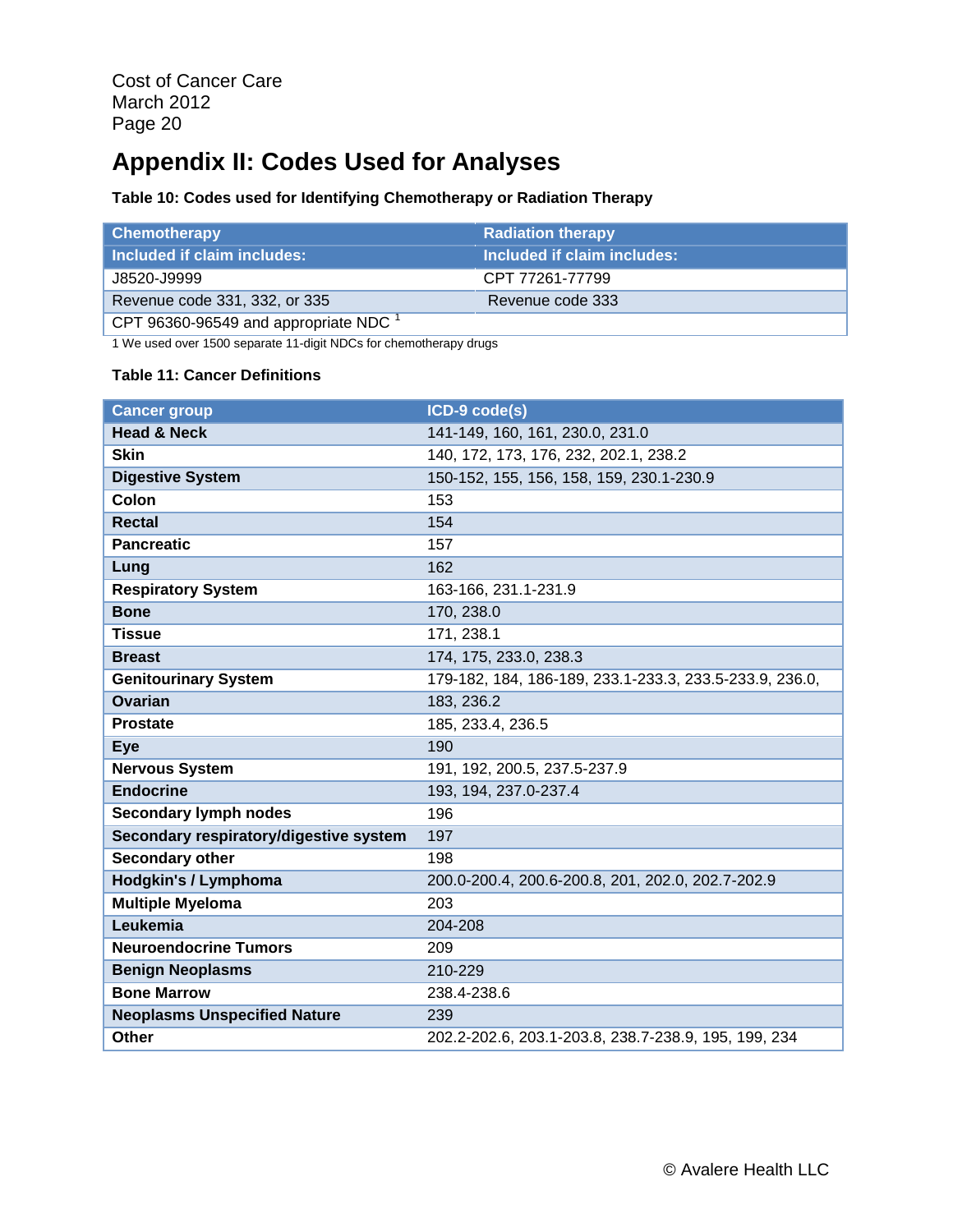# Appendix II: Codes Used for Analyses

**Table 10: Codes used for Identifying Chemotherapy or Radiation Therapy**

| Chemotherapy | Radiation therapy |
|---|---|
| **Included if claim includes:** | **Included if claim includes:** |
| J8520-J9999 | CPT 77261-77799 |
| Revenue code 331, 332, or 335 | Revenue code 333 |
| CPT 96360-96549 and appropriate NDC [1] | |

1 We used over 1500 separate 11-digit NDCs for chemotherapy drugs

**Table 11: Cancer Definitions**

| Cancer group | ICD-9 code(s) |
|---|---|
| **Head & Neck** | 141-149, 160, 161, 230.0, 231.0 |
| **Skin** | 140, 172, 173, 176, 232, 202.1, 238.2 |
| **Digestive System** | 150-152, 155, 156, 158, 159, 230.1-230.9 |
| **Colon** | 153 |
| **Rectal** | 154 |
| **Pancreatic** | 157 |
| **Lung** | 162 |
| **Respiratory System** | 163-166, 231.1-231.9 |
| **Bone** | 170, 238.0 |
| **Tissue** | 171, 238.1 |
| **Breast** | 174, 175, 233.0, 238.3 |
| **Genitourinary System** | 179-182, 184, 186-189, 233.1-233.3, 233.5-233.9, 236.0, |
| **Ovarian** | 183, 236.2 |
| **Prostate** | 185, 233.4, 236.5 |
| **Eye** | 190 |
| **Nervous System** | 191, 192, 200.5, 237.5-237.9 |
| **Endocrine** | 193, 194, 237.0-237.4 |
| **Secondary lymph nodes** | 196 |
| **Secondary respiratory/digestive system** | 197 |
| **Secondary other** | 198 |
| **Hodgkin's / Lymphoma** | 200.0-200.4, 200.6-200.8, 201, 202.0, 202.7-202.9 |
| **Multiple Myeloma** | 203 |
| **Leukemia** | 204-208 |
| **Neuroendocrine Tumors** | 209 |
| **Benign Neoplasms** | 210-229 |
| **Bone Marrow** | 238.4-238.6 |
| **Neoplasms Unspecified Nature** | 239 |
| **Other** | 202.2-202.6, 203.1-203.8, 238.7-238.9, 195, 199, 234 |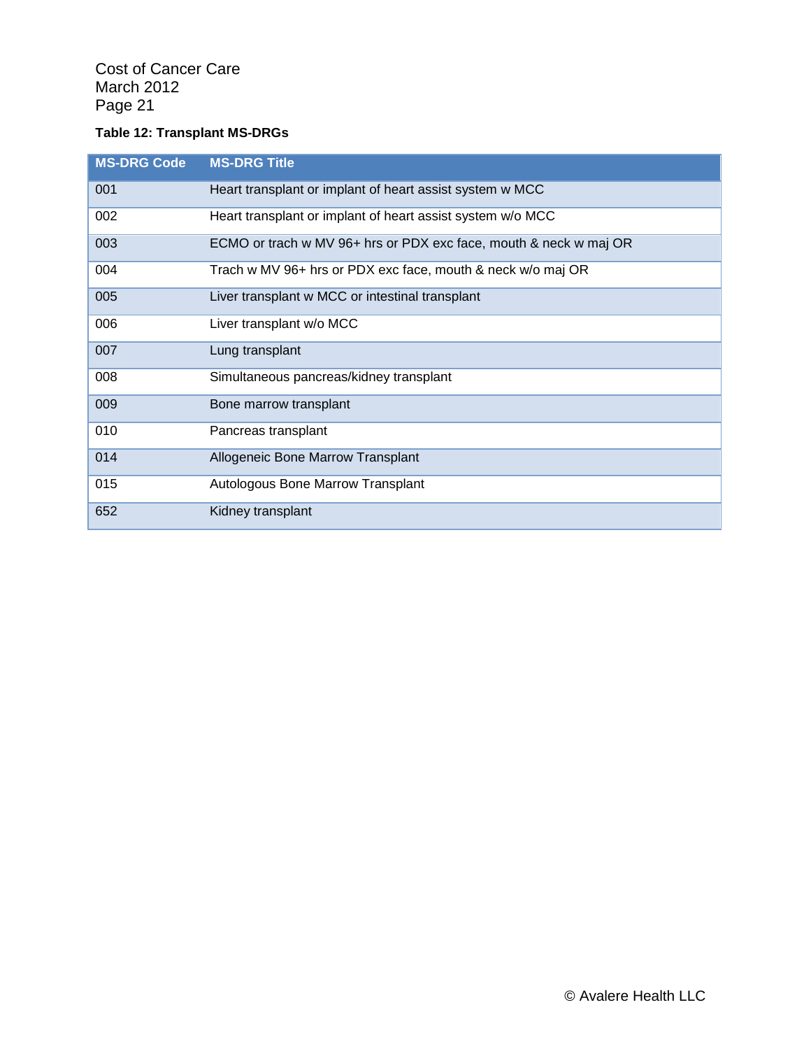**Table 12: Transplant MS-DRGs**

| MS-DRG Code | MS-DRG Title |
|---|---|
| 001 | Heart transplant or implant of heart assist system w MCC |
| 002 | Heart transplant or implant of heart assist system w/o MCC |
| 003 | ECMO or trach w MV 96+ hrs or PDX exc face, mouth & neck w maj OR |
| 004 | Trach w MV 96+ hrs or PDX exc face, mouth & neck w/o maj OR |
| 005 | Liver transplant w MCC or intestinal transplant |
| 006 | Liver transplant w/o MCC |
| 007 | Lung transplant |
| 008 | Simultaneous pancreas/kidney transplant |
| 009 | Bone marrow transplant |
| 010 | Pancreas transplant |
| 014 | Allogeneic Bone Marrow Transplant |
| 015 | Autologous Bone Marrow Transplant |
| 652 | Kidney transplant |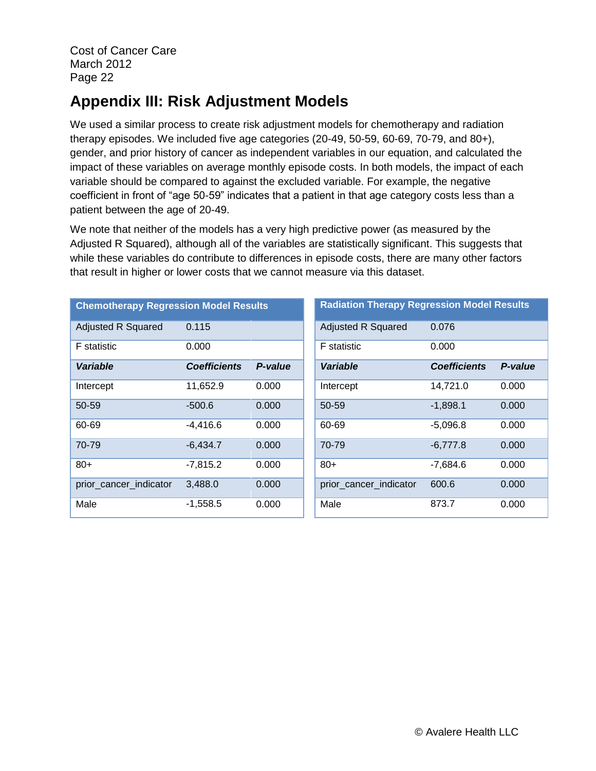# Appendix III: Risk Adjustment Models

We used a similar process to create risk adjustment models for chemotherapy and radiation therapy episodes. We included five age categories (20-49, 50-59, 60-69, 70-79, and 80+), gender, and prior history of cancer as independent variables in our equation, and calculated the impact of these variables on average monthly episode costs. In both models, the impact of each variable should be compared to against the excluded variable. For example, the negative coefficient in front of "age 50-59" indicates that a patient in that age category costs less than a patient between the age of 20-49.

We note that neither of the models has a very high predictive power (as measured by the Adjusted R Squared), although all of the variables are statistically significant. This suggests that while these variables do contribute to differences in episode costs, there are many other factors that result in higher or lower costs that we cannot measure via this dataset.

| **Chemotherapy Regression Model Results** | | |
|---|---|---|
| Adjusted R Squared | 0.115 | |
| F statistic | 0.000 | |
| ***Variable*** | ***Coefficients*** | ***P-value*** |
| Intercept | 11,652.9 | 0.000 |
| 50-59 | -500.6 | 0.000 |
| 60-69 | -4,416.6 | 0.000 |
| 70-79 | -6,434.7 | 0.000 |
| 80+ | -7,815.2 | 0.000 |
| prior_cancer_indicator | 3,488.0 | 0.000 |
| Male | -1,558.5 | 0.000 |

| **Radiation Therapy Regression Model Results** | | |
|---|---|---|
| Adjusted R Squared | 0.076 | |
| F statistic | 0.000 | |
| ***Variable*** | ***Coefficients*** | ***P-value*** |
| Intercept | 14,721.0 | 0.000 |
| 50-59 | -1,898.1 | 0.000 |
| 60-69 | -5,096.8 | 0.000 |
| 70-79 | -6,777.8 | 0.000 |
| 80+ | -7,684.6 | 0.000 |
| prior_cancer_indicator | 600.6 | 0.000 |
| Male | 873.7 | 0.000 |